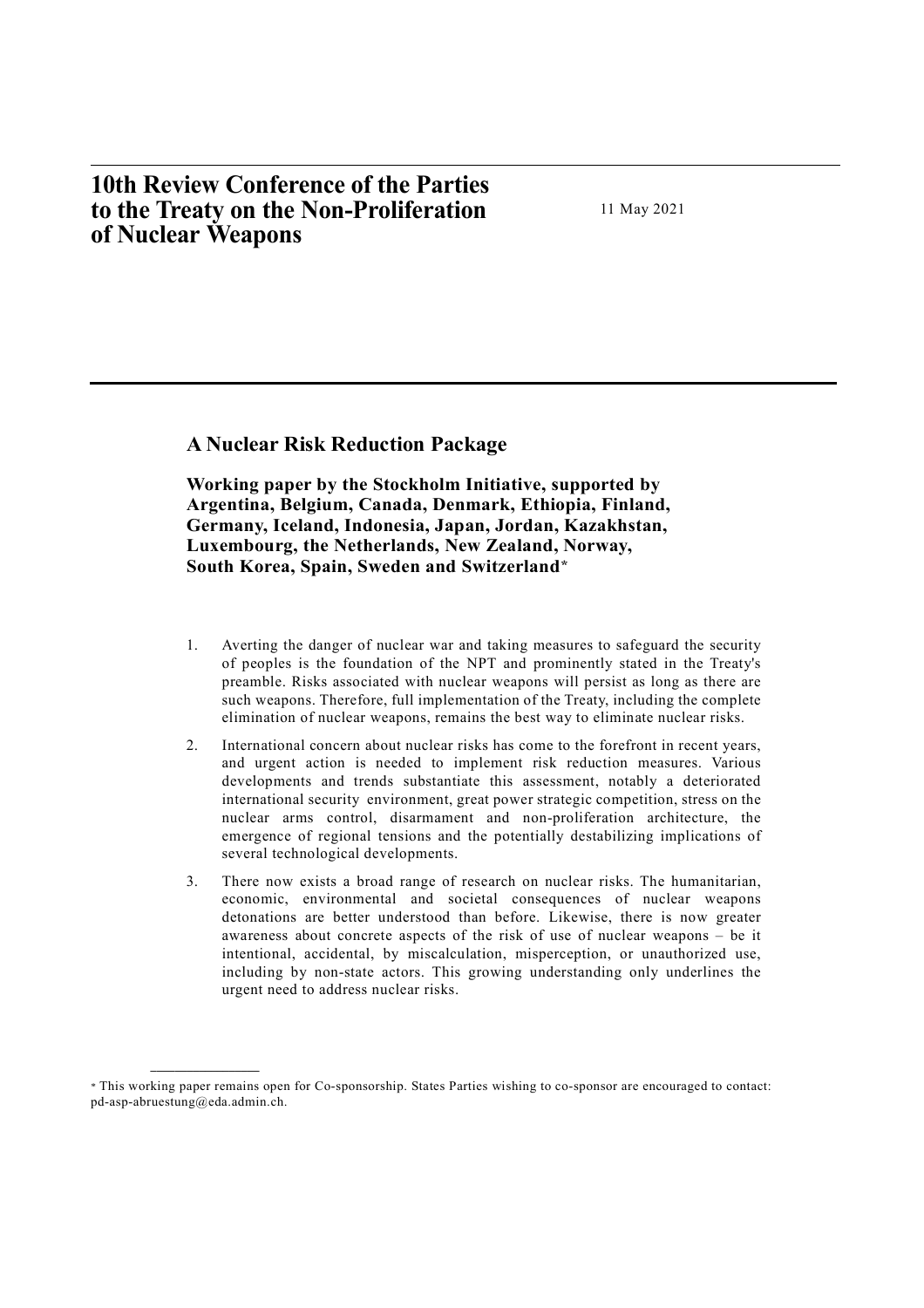# 10th Review Conference of the Parties to the Treaty on the Non-Proliferation of Nuclear Weapons

11 May 2021

## A Nuclear Risk Reduction Package

**Working paper by the Stockholm Initiative, supported by Argentina, Belgium, Canada, Denmark, Ethiopia, Finland, Germany, Iceland, Indonesia, Japan, Jordan, Kazakhstan, Luxembourg, the Netherlands, New Zealand, Norway, South Korea, Spain, Sweden and Switzerland***

1. Averting the danger of nuclear war and taking measures to safeguard the security of peoples is the foundation of the NPT and prominently stated in the Treaty's preamble. Risks associated with nuclear weapons will persist as long as there are such weapons. Therefore, full implementation of the Treaty, including the complete elimination of nuclear weapons, remains the best way to eliminate nuclear risks.

2. International concern about nuclear risks has come to the forefront in recent years, and urgent action is needed to implement risk reduction measures. Various developments and trends substantiate this assessment, notably a deteriorated international security environment, great power strategic competition, stress on the nuclear arms control, disarmament and non-proliferation architecture, the emergence of regional tensions and the potentially destabilizing implications of several technological developments.

3. There now exists a broad range of research on nuclear risks. The humanitarian, economic, environmental and societal consequences of nuclear weapons detonations are better understood than before. Likewise, there is now greater awareness about concrete aspects of the risk of use of nuclear weapons – be it intentional, accidental, by miscalculation, misperception, or unauthorized use, including by non-state actors. This growing understanding only underlines the urgent need to address nuclear risks.

---

* This working paper remains open for Co-sponsorship. States Parties wishing to co-sponsor are encouraged to contact: pd-asp-abruestung@eda.admin.ch.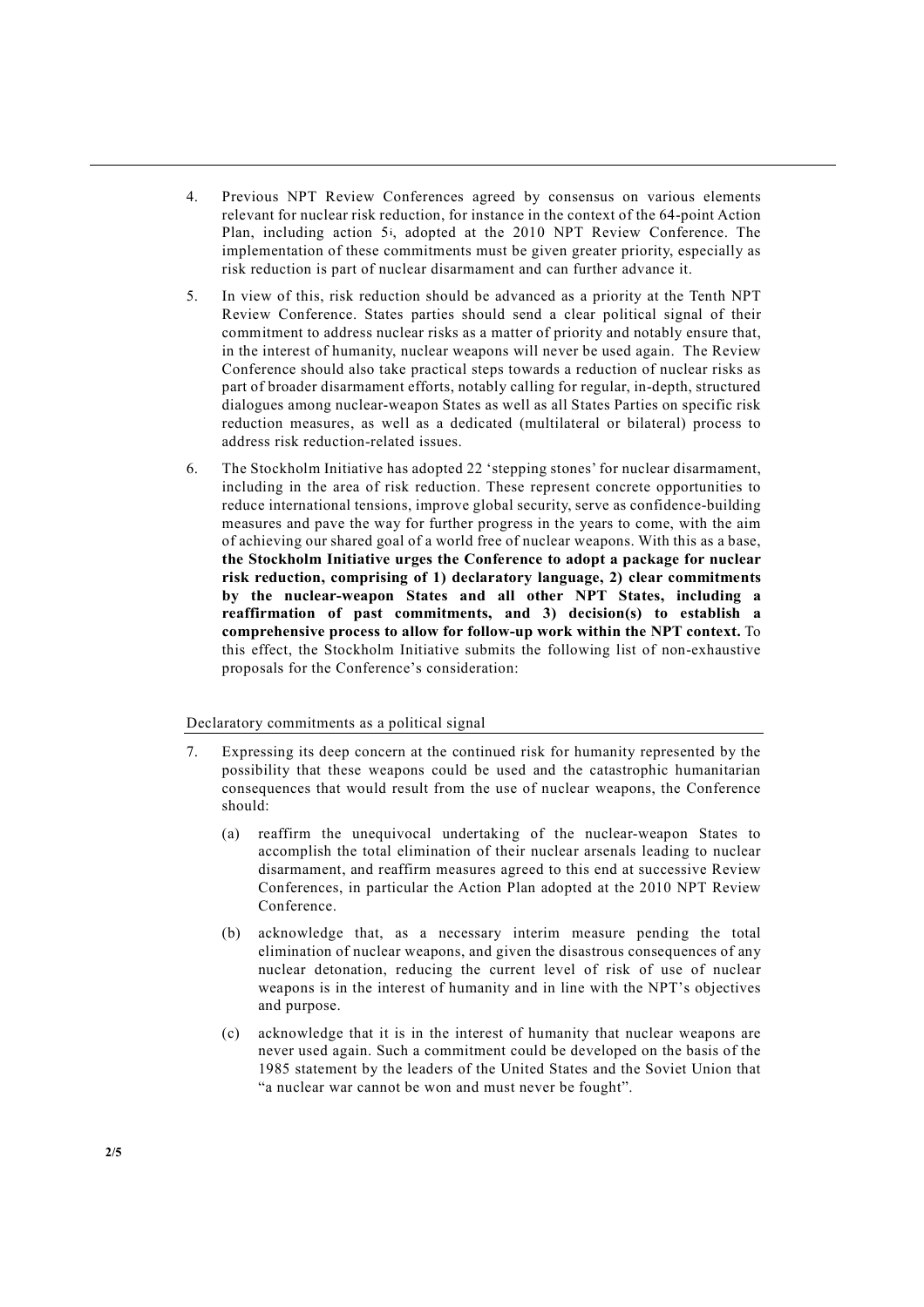4. Previous NPT Review Conferences agreed by consensus on various elements relevant for nuclear risk reduction, for instance in the context of the 64-point Action Plan, including action 5i, adopted at the 2010 NPT Review Conference. The implementation of these commitments must be given greater priority, especially as risk reduction is part of nuclear disarmament and can further advance it.

5. In view of this, risk reduction should be advanced as a priority at the Tenth NPT Review Conference. States parties should send a clear political signal of their commitment to address nuclear risks as a matter of priority and notably ensure that, in the interest of humanity, nuclear weapons will never be used again. The Review Conference should also take practical steps towards a reduction of nuclear risks as part of broader disarmament efforts, notably calling for regular, in-depth, structured dialogues among nuclear-weapon States as well as all States Parties on specific risk reduction measures, as well as a dedicated (multilateral or bilateral) process to address risk reduction-related issues.

6. The Stockholm Initiative has adopted 22 'stepping stones' for nuclear disarmament, including in the area of risk reduction. These represent concrete opportunities to reduce international tensions, improve global security, serve as confidence-building measures and pave the way for further progress in the years to come, with the aim of achieving our shared goal of a world free of nuclear weapons. With this as a base, **the Stockholm Initiative urges the Conference to adopt a package for nuclear risk reduction, comprising of 1) declaratory language, 2) clear commitments by the nuclear-weapon States and all other NPT States, including a reaffirmation of past commitments, and 3) decision(s) to establish a comprehensive process to allow for follow-up work within the NPT context.** To this effect, the Stockholm Initiative submits the following list of non-exhaustive proposals for the Conference's consideration:

Declaratory commitments as a political signal

7. Expressing its deep concern at the continued risk for humanity represented by the possibility that these weapons could be used and the catastrophic humanitarian consequences that would result from the use of nuclear weapons, the Conference should:

   (a) reaffirm the unequivocal undertaking of the nuclear-weapon States to accomplish the total elimination of their nuclear arsenals leading to nuclear disarmament, and reaffirm measures agreed to this end at successive Review Conferences, in particular the Action Plan adopted at the 2010 NPT Review Conference.

   (b) acknowledge that, as a necessary interim measure pending the total elimination of nuclear weapons, and given the disastrous consequences of any nuclear detonation, reducing the current level of risk of use of nuclear weapons is in the interest of humanity and in line with the NPT's objectives and purpose.

   (c) acknowledge that it is in the interest of humanity that nuclear weapons are never used again. Such a commitment could be developed on the basis of the 1985 statement by the leaders of the United States and the Soviet Union that "a nuclear war cannot be won and must never be fought".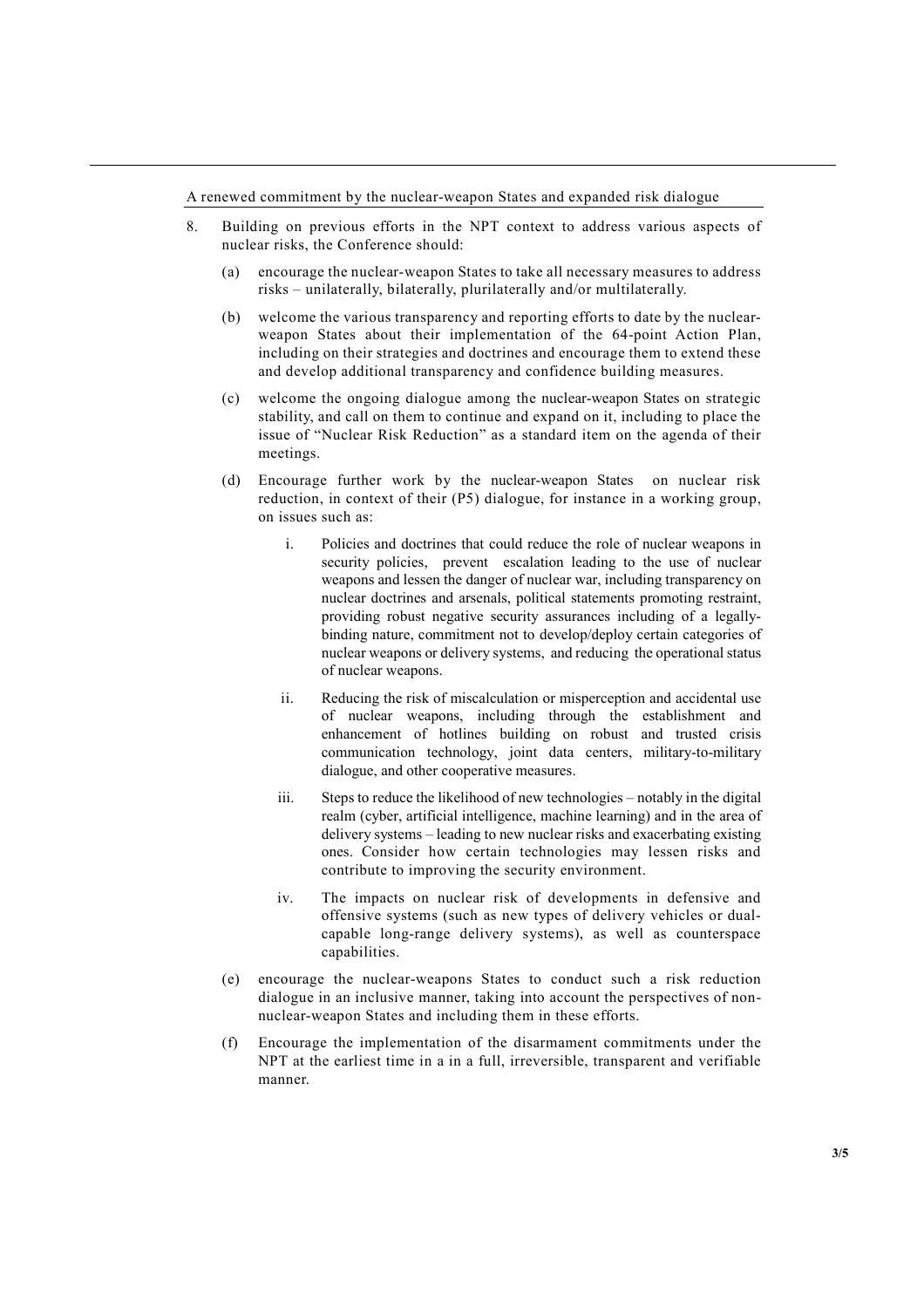A renewed commitment by the nuclear-weapon States and expanded risk dialogue

8. Building on previous efforts in the NPT context to address various aspects of nuclear risks, the Conference should:

   (a) encourage the nuclear-weapon States to take all necessary measures to address risks – unilaterally, bilaterally, plurilaterally and/or multilaterally.

   (b) welcome the various transparency and reporting efforts to date by the nuclear-weapon States about their implementation of the 64-point Action Plan, including on their strategies and doctrines and encourage them to extend these and develop additional transparency and confidence building measures.

   (c) welcome the ongoing dialogue among the nuclear-weapon States on strategic stability, and call on them to continue and expand on it, including to place the issue of "Nuclear Risk Reduction" as a standard item on the agenda of their meetings.

   (d) Encourage further work by the nuclear-weapon States on nuclear risk reduction, in context of their (P5) dialogue, for instance in a working group, on issues such as:

      i. Policies and doctrines that could reduce the role of nuclear weapons in security policies, prevent escalation leading to the use of nuclear weapons and lessen the danger of nuclear war, including transparency on nuclear doctrines and arsenals, political statements promoting restraint, providing robust negative security assurances including of a legally-binding nature, commitment not to develop/deploy certain categories of nuclear weapons or delivery systems, and reducing the operational status of nuclear weapons.

      ii. Reducing the risk of miscalculation or misperception and accidental use of nuclear weapons, including through the establishment and enhancement of hotlines building on robust and trusted crisis communication technology, joint data centers, military-to-military dialogue, and other cooperative measures.

      iii. Steps to reduce the likelihood of new technologies – notably in the digital realm (cyber, artificial intelligence, machine learning) and in the area of delivery systems – leading to new nuclear risks and exacerbating existing ones. Consider how certain technologies may lessen risks and contribute to improving the security environment.

      iv. The impacts on nuclear risk of developments in defensive and offensive systems (such as new types of delivery vehicles or dual-capable long-range delivery systems), as well as counterspace capabilities.

   (e) encourage the nuclear-weapons States to conduct such a risk reduction dialogue in an inclusive manner, taking into account the perspectives of non-nuclear-weapon States and including them in these efforts.

   (f) Encourage the implementation of the disarmament commitments under the NPT at the earliest time in a in a full, irreversible, transparent and verifiable manner.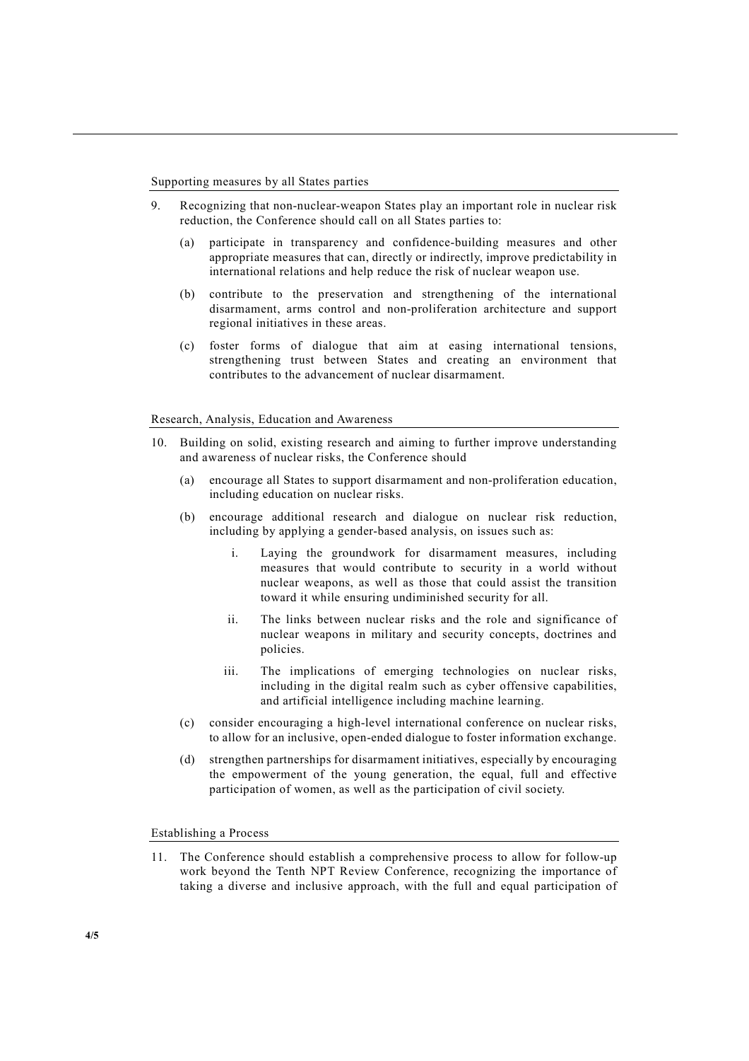### Supporting measures by all States parties

9. Recognizing that non-nuclear-weapon States play an important role in nuclear risk reduction, the Conference should call on all States parties to:

   (a) participate in transparency and confidence-building measures and other appropriate measures that can, directly or indirectly, improve predictability in international relations and help reduce the risk of nuclear weapon use.

   (b) contribute to the preservation and strengthening of the international disarmament, arms control and non-proliferation architecture and support regional initiatives in these areas.

   (c) foster forms of dialogue that aim at easing international tensions, strengthening trust between States and creating an environment that contributes to the advancement of nuclear disarmament.

### Research, Analysis, Education and Awareness

10. Building on solid, existing research and aiming to further improve understanding and awareness of nuclear risks, the Conference should

    (a) encourage all States to support disarmament and non-proliferation education, including education on nuclear risks.

    (b) encourage additional research and dialogue on nuclear risk reduction, including by applying a gender-based analysis, on issues such as:

       i. Laying the groundwork for disarmament measures, including measures that would contribute to security in a world without nuclear weapons, as well as those that could assist the transition toward it while ensuring undiminished security for all.

       ii. The links between nuclear risks and the role and significance of nuclear weapons in military and security concepts, doctrines and policies.

       iii. The implications of emerging technologies on nuclear risks, including in the digital realm such as cyber offensive capabilities, and artificial intelligence including machine learning.

    (c) consider encouraging a high-level international conference on nuclear risks, to allow for an inclusive, open-ended dialogue to foster information exchange.

    (d) strengthen partnerships for disarmament initiatives, especially by encouraging the empowerment of the young generation, the equal, full and effective participation of women, as well as the participation of civil society.

### Establishing a Process

11. The Conference should establish a comprehensive process to allow for follow-up work beyond the Tenth NPT Review Conference, recognizing the importance of taking a diverse and inclusive approach, with the full and equal participation of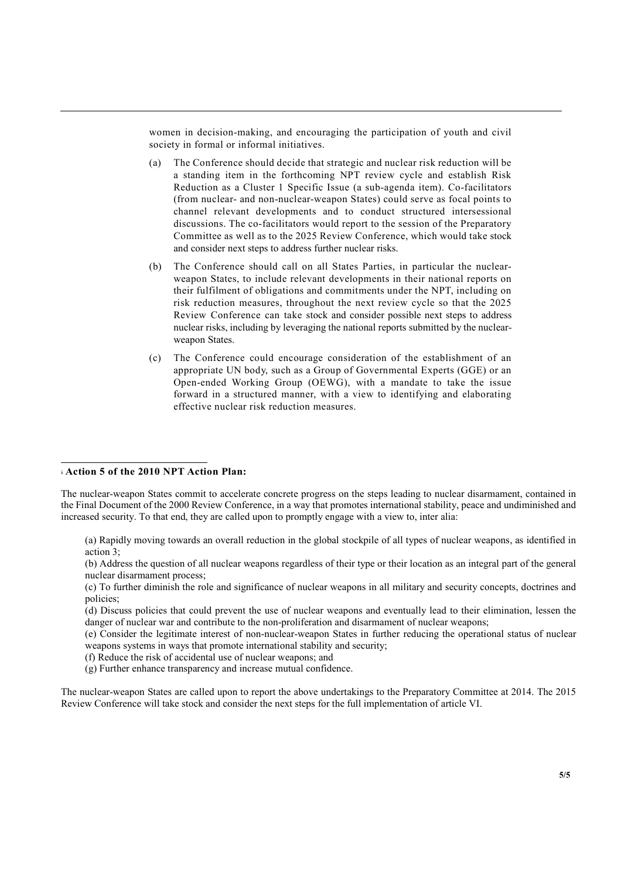women in decision-making, and encouraging the participation of youth and civil society in formal or informal initiatives.

(a) The Conference should decide that strategic and nuclear risk reduction will be a standing item in the forthcoming NPT review cycle and establish Risk Reduction as a Cluster 1 Specific Issue (a sub-agenda item). Co-facilitators (from nuclear- and non-nuclear-weapon States) could serve as focal points to channel relevant developments and to conduct structured intersessional discussions. The co-facilitators would report to the session of the Preparatory Committee as well as to the 2025 Review Conference, which would take stock and consider next steps to address further nuclear risks.

(b) The Conference should call on all States Parties, in particular the nuclear-weapon States, to include relevant developments in their national reports on their fulfilment of obligations and commitments under the NPT, including on risk reduction measures, throughout the next review cycle so that the 2025 Review Conference can take stock and consider possible next steps to address nuclear risks, including by leveraging the national reports submitted by the nuclear-weapon States.

(c) The Conference could encourage consideration of the establishment of an appropriate UN body, such as a Group of Governmental Experts (GGE) or an Open-ended Working Group (OEWG), with a mandate to take the issue forward in a structured manner, with a view to identifying and elaborating effective nuclear risk reduction measures.

---

[i] **Action 5 of the 2010 NPT Action Plan:**

The nuclear-weapon States commit to accelerate concrete progress on the steps leading to nuclear disarmament, contained in the Final Document of the 2000 Review Conference, in a way that promotes international stability, peace and undiminished and increased security. To that end, they are called upon to promptly engage with a view to, inter alia:

(a) Rapidly moving towards an overall reduction in the global stockpile of all types of nuclear weapons, as identified in action 3;

(b) Address the question of all nuclear weapons regardless of their type or their location as an integral part of the general nuclear disarmament process;

(c) To further diminish the role and significance of nuclear weapons in all military and security concepts, doctrines and policies;

(d) Discuss policies that could prevent the use of nuclear weapons and eventually lead to their elimination, lessen the danger of nuclear war and contribute to the non-proliferation and disarmament of nuclear weapons;

(e) Consider the legitimate interest of non-nuclear-weapon States in further reducing the operational status of nuclear weapons systems in ways that promote international stability and security;

(f) Reduce the risk of accidental use of nuclear weapons; and

(g) Further enhance transparency and increase mutual confidence.

The nuclear-weapon States are called upon to report the above undertakings to the Preparatory Committee at 2014. The 2015 Review Conference will take stock and consider the next steps for the full implementation of article VI.